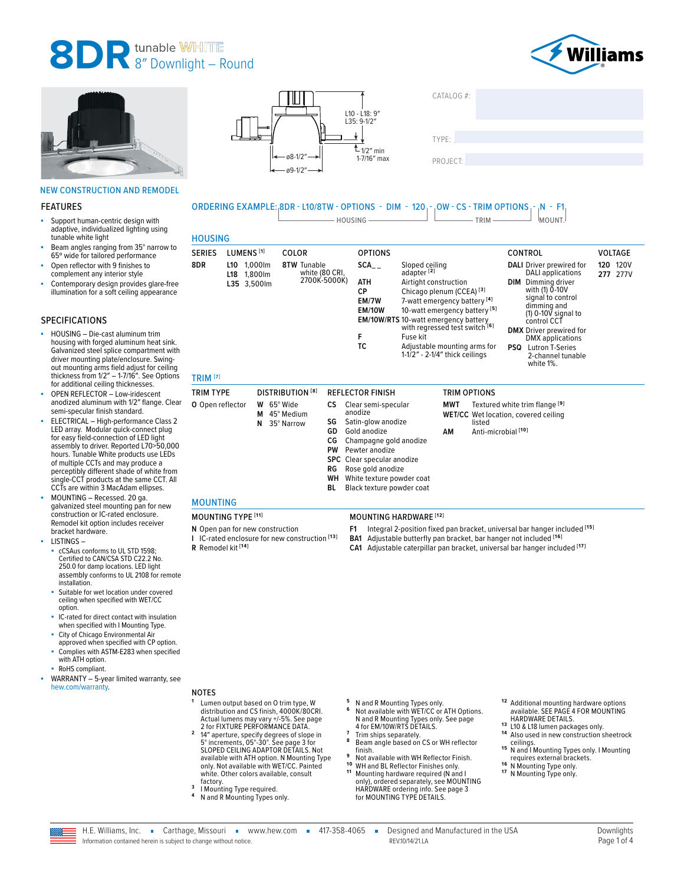# 8DR tunable WHITE 8" Downlight – Round

Williams

L10 - L18: 9"
L35: 9-1/2"
1/2" min
1-7/16" max
ø8-1/2"
ø9-1/2"

CATALOG #:

TYPE:

PROJECT:

NEW CONSTRUCTION AND REMODEL

## FEATURES

- Support human-centric design with adaptive, individualized lighting using tunable white light
- Beam angles ranging from 35° narrow to 65° wide for tailored performance
- Open reflector with 9 finishes to complement any interior style
- Contemporary design provides glare-free illumination for a soft ceiling appearance

## SPECIFICATIONS

- HOUSING – Die-cast aluminum trim housing with forged aluminum heat sink. Galvanized steel splice compartment with driver mounting plate/enclosure. Swing-out mounting arms field adjust for ceiling thickness from 1/2" – 1-7/16". See Options for additional ceiling thicknesses.
- OPEN REFLECTOR – Low-iridescent anodized aluminum with 1/2" flange. Clear semi-specular finish standard.
- ELECTRICAL – High-performance Class 2 LED array. Modular quick-connect plug for easy field-connection of LED light assembly to driver. Reported L70>50,000 hours. Tunable White products use LEDs of multiple CCTs and may produce a perceptibly different shade of white from single-CCT products at the same CCT. All CCTs are within 3 MacAdam ellipses.
- MOUNTING – Recessed. 20 ga. galvanized steel mounting pan for new construction or IC-rated enclosure. Remodel kit option includes receiver bracket hardware.
- LISTINGS –
  - cCSAus conforms to UL STD 1598; Certified to CAN/CSA STD C22.2 No. 250.0 for damp locations. LED light assembly conforms to UL 2108 for remote installation.
  - Suitable for wet location under covered ceiling when specified with WET/CC option.
  - IC-rated for direct contact with insulation when specified with I Mounting Type.
  - City of Chicago Environmental Air approved when specified with CP option.
  - Complies with ASTM-E283 when specified with ATH option.
  - RoHS compliant.
- WARRANTY – 5-year limited warranty, see hew.com/warranty.

## ORDERING EXAMPLE: 8DR - L10/8TW - OPTIONS - DIM - 120 - OW - CS - TRIM OPTIONS - N - F1

(HOUSING: 8DR - L10/8TW - OPTIONS - DIM - 120; TRIM: OW - CS - TRIM OPTIONS; MOUNT: N - F1)

## HOUSING

| SERIES | LUMENS [1] | COLOR | OPTIONS | | CONTROL | | VOLTAGE | |
|---|---|---|---|---|---|---|---|---|
| 8DR | L10 1,000lm | 8TW Tunable white (80 CRI, 2700K-5000K) | SCA_ _ | Sloped ceiling adapter [2] | DALI | Driver prewired for DALI applications | 120 | 120V |
| | L18 1,800lm | | ATH | Airtight construction | DIM | Dimming driver with (1) 0-10V signal to control dimming and (1) 0-10V signal to control CCT | 277 | 277V |
| | L35 3,500lm | | CP | Chicago plenum (CCEA) [3] | DMX | Driver prewired for DMX applications | | |
| | | | EM/7W | 7-watt emergency battery [4] | PSQ | Lutron T-Series 2-channel tunable white 1%. | | |
| | | | EM/10W | 10-watt emergency battery [5] | | | | |
| | | | EM/10W/RTS | 10-watt emergency battery with regressed test switch [6] | | | | |
| | | | F | Fuse kit | | | | |
| | | | TC | Adjustable mounting arms for 1-1/2" - 2-1/4" thick ceilings | | | | |

## TRIM [7]

| TRIM TYPE | DISTRIBUTION [8] | | REFLECTOR FINISH | | TRIM OPTIONS | |
|---|---|---|---|---|---|---|
| O Open reflector | W | 65° Wide | CS | Clear semi-specular anodize | MWT | Textured white trim flange [9] |
| | M | 45° Medium | SG | Satin-glow anodize | WET/CC | Wet location, covered ceiling listed |
| | N | 35° Narrow | GD | Gold anodize | AM | Anti-microbial [10] |
| | | | CG | Champagne gold anodize | | |
| | | | PW | Pewter anodize | | |
| | | | SPC | Clear specular anodize | | |
| | | | RG | Rose gold anodize | | |
| | | | WH | White texture powder coat | | |
| | | | BL | Black texture powder coat | | |

## MOUNTING

| MOUNTING TYPE [11] | MOUNTING HARDWARE [12] | |
|---|---|---|
| N Open pan for new construction | F1 | Integral 2-position fixed pan bracket, universal bar hanger included [15] |
| I IC-rated enclosure for new construction [13] | BA1 | Adjustable butterfly pan bracket, bar hanger not included [16] |
| R Remodel kit [14] | CA1 | Adjustable caterpillar pan bracket, universal bar hanger included [17] |

## NOTES

1. Lumen output based on O trim type, W distribution and CS finish, 4000K/80CRI. Actual lumens may vary +/-5%. See page 2 for FIXTURE PERFORMANCE DATA.
2. 14" aperture, specify degrees of slope in 5° increments, 05°-30°. See page 3 for SLOPED CEILING ADAPTOR DETAILS. Not available with ATH option. N Mounting Type only. Not available with WET/CC. Painted white. Other colors available, consult factory.
3. I Mounting Type required.
4. N and R Mounting Types only.
5. N and R Mounting Types only.
6. Not available with WET/CC or ATH Options. N and R Mounting Types only. See page 4 for EM/10W/RTS DETAILS.
7. Trim ships separately.
8. Beam angle based on CS or WH reflector finish.
9. Not available with WH Reflector Finish.
10. WH and BL Reflector Finishes only.
11. Mounting hardware required (N and I only), ordered separately, see MOUNTING HARDWARE ordering info. See page 3 for MOUNTING TYPE DETAILS.
12. Additional mounting hardware options available. SEE PAGE 4 FOR MOUNTING HARDWARE DETAILS.
13. L10 & L18 lumen packages only.
14. Also used in new construction sheetrock ceilings.
15. N and I Mounting Types only. I Mounting requires external brackets.
16. N Mounting Type only.
17. N Mounting Type only.

H.E. Williams, Inc. ▪ Carthage, Missouri ▪ www.hew.com ▪ 417-358-4065 ▪ Designed and Manufactured in the USA

Information contained herein is subject to change without notice. REV.10/14/21.LA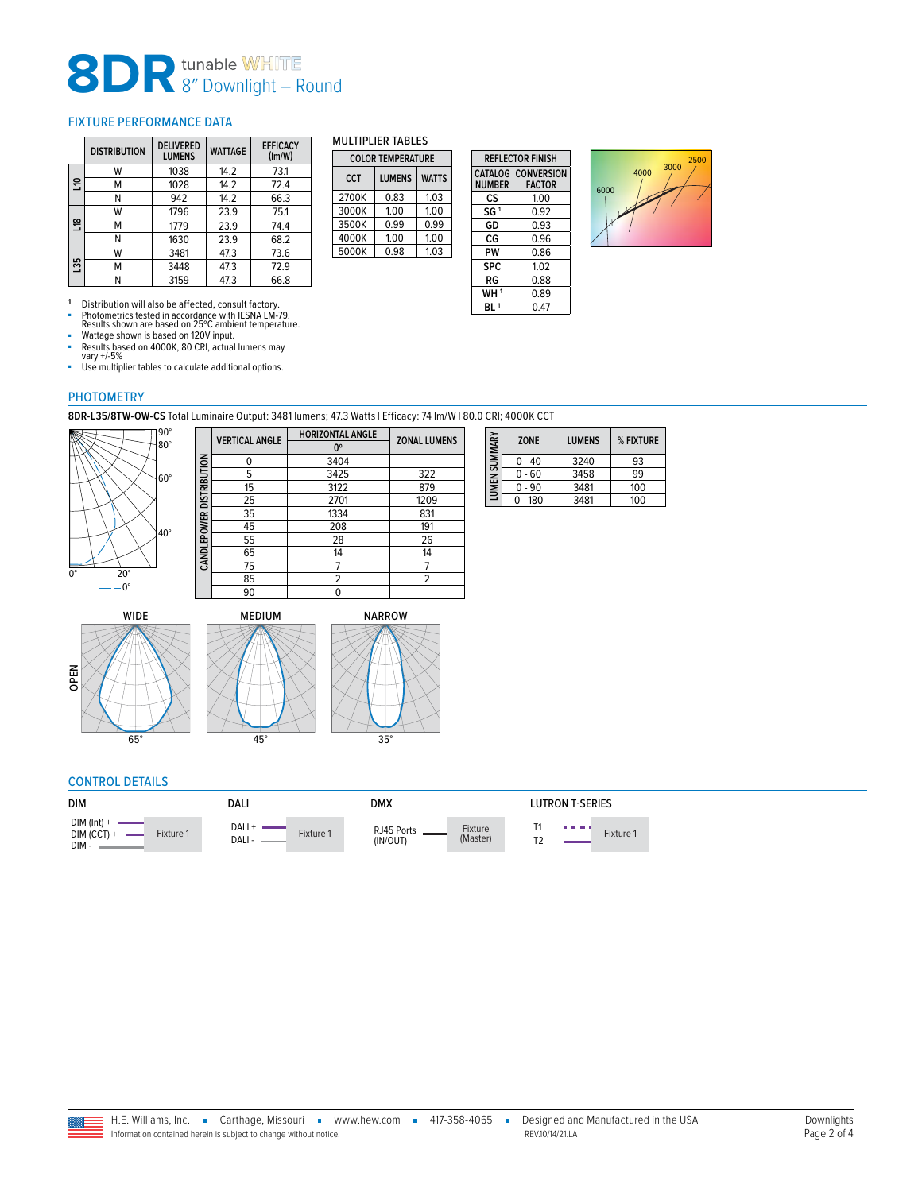# 8DR tunable WHITE 8" Downlight – Round

## FIXTURE PERFORMANCE DATA

| | DISTRIBUTION | DELIVERED LUMENS | WATTAGE | EFFICACY (lm/W) |
|---|---|---|---|---|
| L10 | W | 1038 | 14.2 | 73.1 |
| | M | 1028 | 14.2 | 72.4 |
| | N | 942 | 14.2 | 66.3 |
| L18 | W | 1796 | 23.9 | 75.1 |
| | M | 1779 | 23.9 | 74.4 |
| | N | 1630 | 23.9 | 68.2 |
| L35 | W | 3481 | 47.3 | 73.6 |
| | M | 3448 | 47.3 | 72.9 |
| | N | 3159 | 47.3 | 66.8 |

[1] Distribution will also be affected, consult factory.

- Photometrics tested in accordance with IESNA LM-79. Results shown are based on 25°C ambient temperature.
- Wattage shown is based on 120V input.
- Results based on 4000K, 80 CRI, actual lumens may vary +/-5%
- Use multiplier tables to calculate additional options.

### MULTIPLIER TABLES

| COLOR TEMPERATURE | | |
|---|---|---|
| CCT | LUMENS | WATTS |
| 2700K | 0.83 | 1.03 |
| 3000K | 1.00 | 1.00 |
| 3500K | 0.99 | 0.99 |
| 4000K | 1.00 | 1.00 |
| 5000K | 0.98 | 1.03 |

| REFLECTOR FINISH | |
|---|---|
| CATALOG NUMBER | CONVERSION FACTOR |
| CS | 1.00 |
| SG [1] | 0.92 |
| GD | 0.93 |
| CG | 0.96 |
| PW | 0.86 |
| SPC | 1.02 |
| RG | 0.88 |
| WH [1] | 0.89 |
| BL [1] | 0.47 |

## PHOTOMETRY

**8DR-L35/8TW-OW-CS** Total Luminaire Output: 3481 lumens; 47.3 Watts | Efficacy: 74 lm/W | 80.0 CRI; 4000K CCT

**CANDLEPOWER DISTRIBUTION**

| VERTICAL ANGLE | HORIZONTAL ANGLE 0° | ZONAL LUMENS |
|---|---|---|
| 0 | 3404 | |
| 5 | 3425 | 322 |
| 15 | 3122 | 879 |
| 25 | 2701 | 1209 |
| 35 | 1334 | 831 |
| 45 | 208 | 191 |
| 55 | 28 | 26 |
| 65 | 14 | 14 |
| 75 | 7 | 7 |
| 85 | 2 | 2 |
| 90 | 0 | |

**LUMEN SUMMARY**

| ZONE | LUMENS | % FIXTURE |
|---|---|---|
| 0 - 40 | 3240 | 93 |
| 0 - 60 | 3458 | 99 |
| 0 - 90 | 3481 | 100 |
| 0 - 180 | 3481 | 100 |

OPEN — WIDE 65°, MEDIUM 45°, NARROW 35°

## CONTROL DETAILS

**DIM**: DIM (Int) +, DIM (CCT) +, DIM - — Fixture 1

**DALI**: DALI +, DALI - — Fixture 1

**DMX**: RJ45 Ports (IN/OUT) — Fixture (Master)

**LUTRON T-SERIES**: T1, T2 — Fixture 1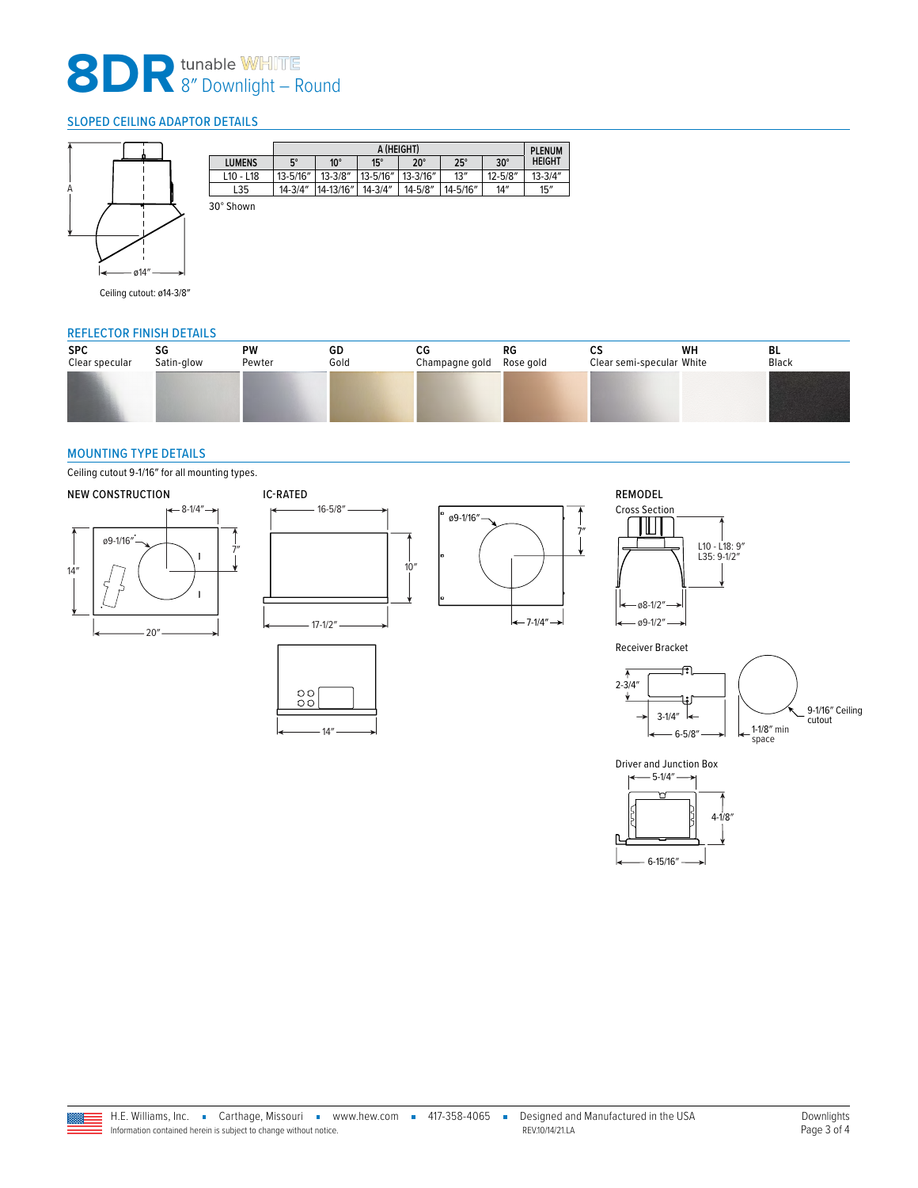# 8DR tunable WHITE 8″ Downlight – Round

## SLOPED CEILING ADAPTOR DETAILS

A

ø14″

Ceiling cutout: ø14-3/8″

| | A (HEIGHT) | | | | | | PLENUM HEIGHT |
|---|---|---|---|---|---|---|---|
| LUMENS | 5° | 10° | 15° | 20° | 25° | 30° | |
| L10 - L18 | 13-5/16″ | 13-3/8″ | 13-5/16″ | 13-3/16″ | 13″ | 12-5/8″ | 13-3/4″ |
| L35 | 14-3/4″ | 14-13/16″ | 14-3/4″ | 14-5/8″ | 14-5/16″ | 14″ | 15″ |

30° Shown

## REFLECTOR FINISH DETAILS

| SPC | SG | PW | GD | CG | RG | CS | WH | BL |
|---|---|---|---|---|---|---|---|---|
| Clear specular | Satin-glow | Pewter | Gold | Champagne gold | Rose gold | Clear semi-specular | White | Black |

## MOUNTING TYPE DETAILS

Ceiling cutout 9-1/16″ for all mounting types.

### NEW CONSTRUCTION

8-1/4″, ø9-1/16″, 7″, 14″, 20″

### IC-RATED

16-5/8″, 10″, 17-1/2″, 14″, ø9-1/16″, 7″, 7-1/4″

### REMODEL

Cross Section

L10 - L18: 9″
L35: 9-1/2″

ø8-1/2″
ø9-1/2″

Receiver Bracket

2-3/4″, 3-1/4″, 6-5/8″, 1-1/8″ min space, 9-1/16″ Ceiling cutout

Driver and Junction Box

5-1/4″, 4-1/8″, 6-15/16″

H.E. Williams, Inc. ▪ Carthage, Missouri ▪ www.hew.com ▪ 417-358-4065 ▪ Designed and Manufactured in the USA

Information contained herein is subject to change without notice. REV.10/14/21.LA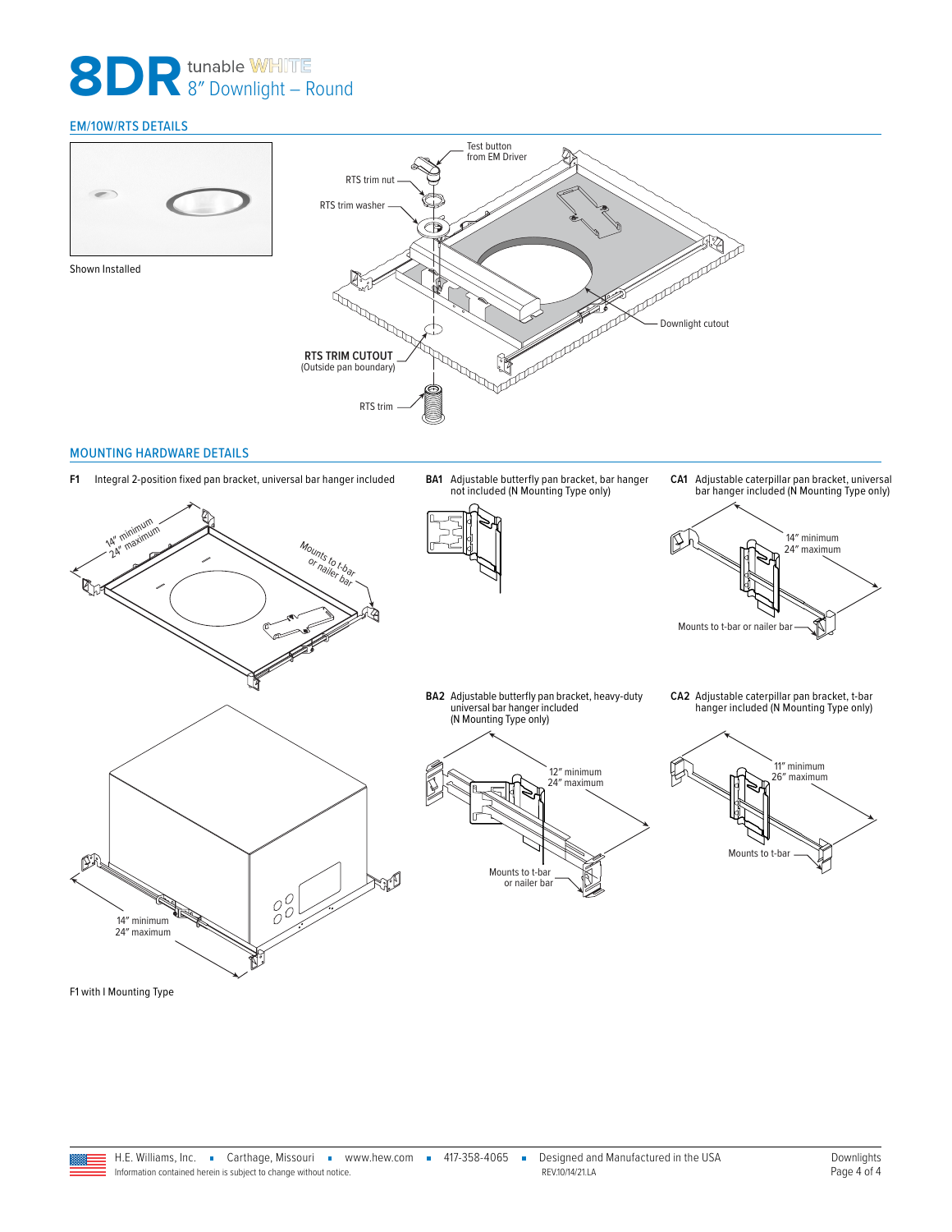# 8DR tunable WHITE 8" Downlight – Round

## EM/10W/RTS DETAILS

Shown Installed

Test button from EM Driver

RTS trim nut

RTS trim washer

Downlight cutout

**RTS TRIM CUTOUT**
(Outside pan boundary)

RTS trim

## MOUNTING HARDWARE DETAILS

**F1** Integral 2-position fixed pan bracket, universal bar hanger included

14" minimum
24" maximum

Mounts to t-bar or nailer bar

14" minimum
24" maximum

F1 with I Mounting Type

**BA1** Adjustable butterfly pan bracket, bar hanger not included (N Mounting Type only)

**CA1** Adjustable caterpillar pan bracket, universal bar hanger included (N Mounting Type only)

14" minimum
24" maximum

Mounts to t-bar or nailer bar

**BA2** Adjustable butterfly pan bracket, heavy-duty universal bar hanger included (N Mounting Type only)

12" minimum
24" maximum

Mounts to t-bar or nailer bar

**CA2** Adjustable caterpillar pan bracket, t-bar hanger included (N Mounting Type only)

11" minimum
26" maximum

Mounts to t-bar

H.E. Williams, Inc. ▪ Carthage, Missouri ▪ www.hew.com ▪ 417-358-4065 ▪ Designed and Manufactured in the USA
Information contained herein is subject to change without notice. REV.10/14/21.LA